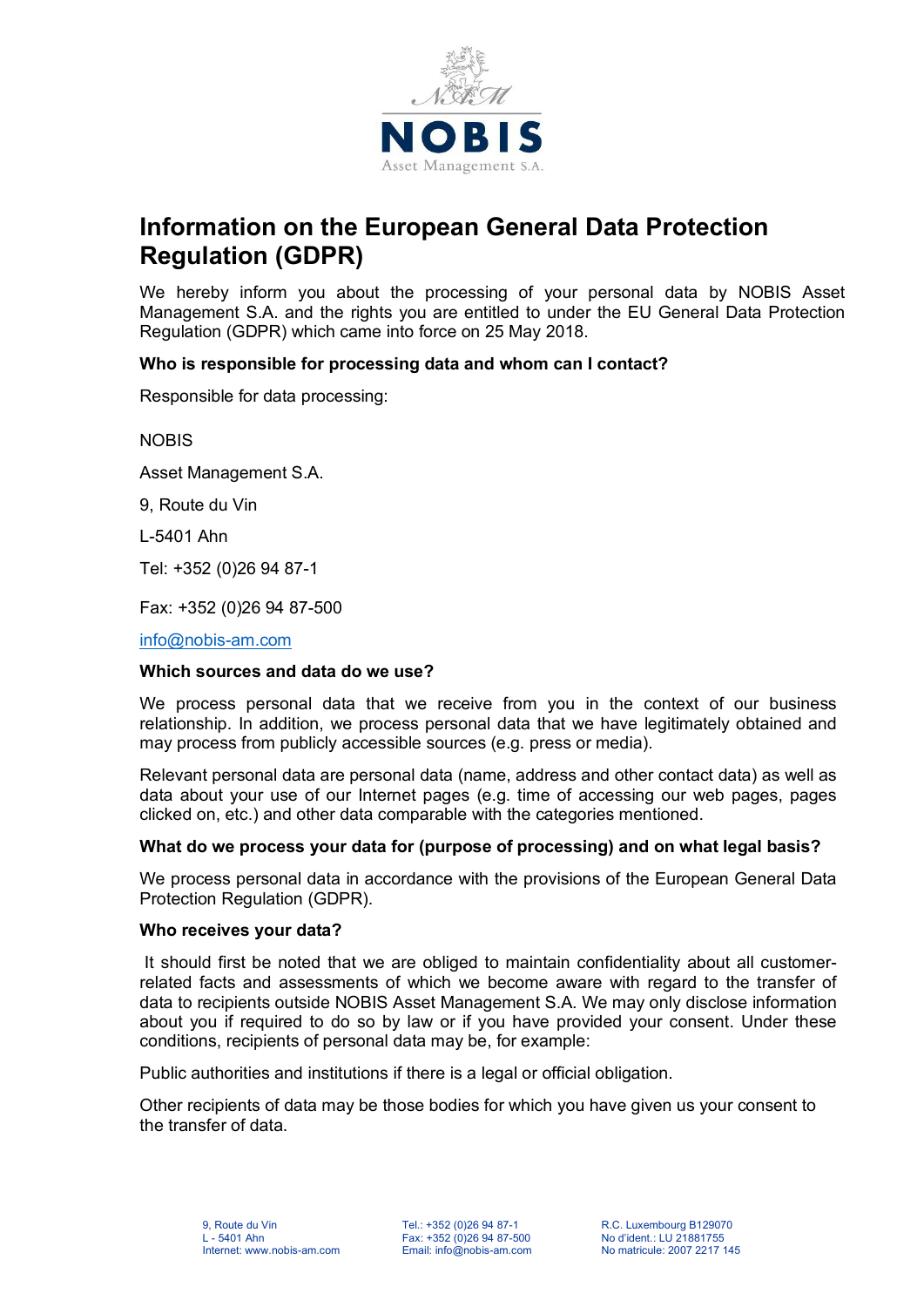# Information on the European General Data Protection Regulation (GDPR)

We hereby inform you about the processing of your personal data by NOBIS Asset Management S.A. and the rights you are entitled to under the EU General Data Protection Regulation (GDPR) which came into force on 25 May 2018.

**Who is responsible for processing data and whom can I contact?**

Responsible for data processing:

NOBIS

Asset Management S.A.

9, Route du Vin

L-5401 Ahn

Tel: +352 (0)26 94 87-1

Fax: +352 (0)26 94 87-500

info@nobis-am.com

**Which sources and data do we use?**

We process personal data that we receive from you in the context of our business relationship. In addition, we process personal data that we have legitimately obtained and may process from publicly accessible sources (e.g. press or media).

Relevant personal data are personal data (name, address and other contact data) as well as data about your use of our Internet pages (e.g. time of accessing our web pages, pages clicked on, etc.) and other data comparable with the categories mentioned.

**What do we process your data for (purpose of processing) and on what legal basis?**

We process personal data in accordance with the provisions of the European General Data Protection Regulation (GDPR).

**Who receives your data?**

It should first be noted that we are obliged to maintain confidentiality about all customer-related facts and assessments of which we become aware with regard to the transfer of data to recipients outside NOBIS Asset Management S.A. We may only disclose information about you if required to do so by law or if you have provided your consent. Under these conditions, recipients of personal data may be, for example:

Public authorities and institutions if there is a legal or official obligation.

Other recipients of data may be those bodies for which you have given us your consent to the transfer of data.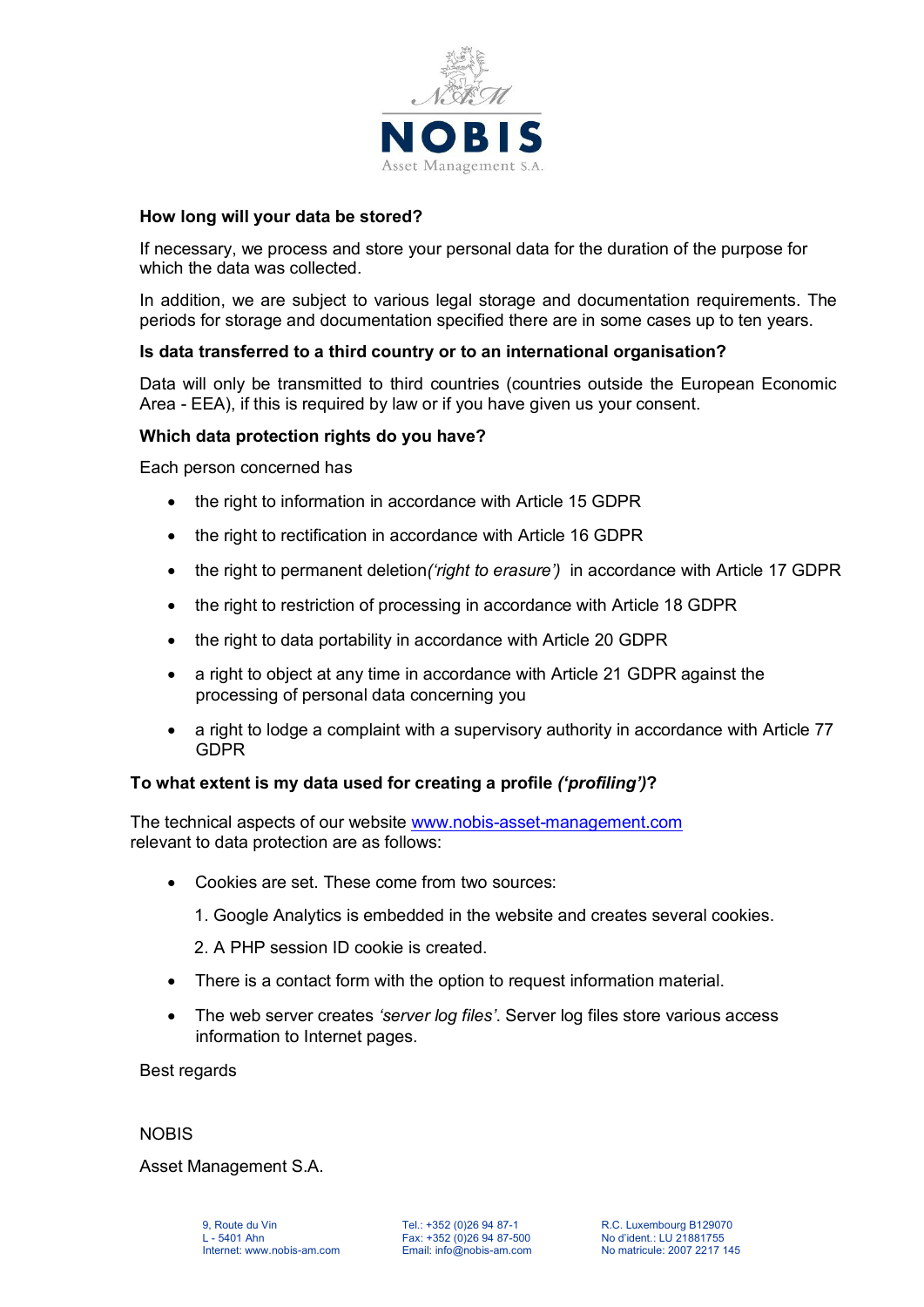**How long will your data be stored?**

If necessary, we process and store your personal data for the duration of the purpose for which the data was collected.

In addition, we are subject to various legal storage and documentation requirements. The periods for storage and documentation specified there are in some cases up to ten years.

**Is data transferred to a third country or to an international organisation?**

Data will only be transmitted to third countries (countries outside the European Economic Area - EEA), if this is required by law or if you have given us your consent.

**Which data protection rights do you have?**

Each person concerned has

- the right to information in accordance with Article 15 GDPR
- the right to rectification in accordance with Article 16 GDPR
- the right to permanent deletion*('right to erasure')* in accordance with Article 17 GDPR
- the right to restriction of processing in accordance with Article 18 GDPR
- the right to data portability in accordance with Article 20 GDPR
- a right to object at any time in accordance with Article 21 GDPR against the processing of personal data concerning you
- a right to lodge a complaint with a supervisory authority in accordance with Article 77 GDPR

**To what extent is my data used for creating a profile *('profiling')*?**

The technical aspects of our website [www.nobis-asset-management.com](http://www.nobis-asset-management.com) relevant to data protection are as follows:

- Cookies are set. These come from two sources:
  1. Google Analytics is embedded in the website and creates several cookies.
  2. A PHP session ID cookie is created.
- There is a contact form with the option to request information material.
- The web server creates *'server log files'*. Server log files store various access information to Internet pages.

Best regards

NOBIS

Asset Management S.A.

9, Route du Vin
L - 5401 Ahn
Internet: www.nobis-am.com

Tel.: +352 (0)26 94 87-1
Fax: +352 (0)26 94 87-500
Email: info@nobis-am.com

R.C. Luxembourg B129070
No d'ident.: LU 21881755
No matricule: 2007 2217 145